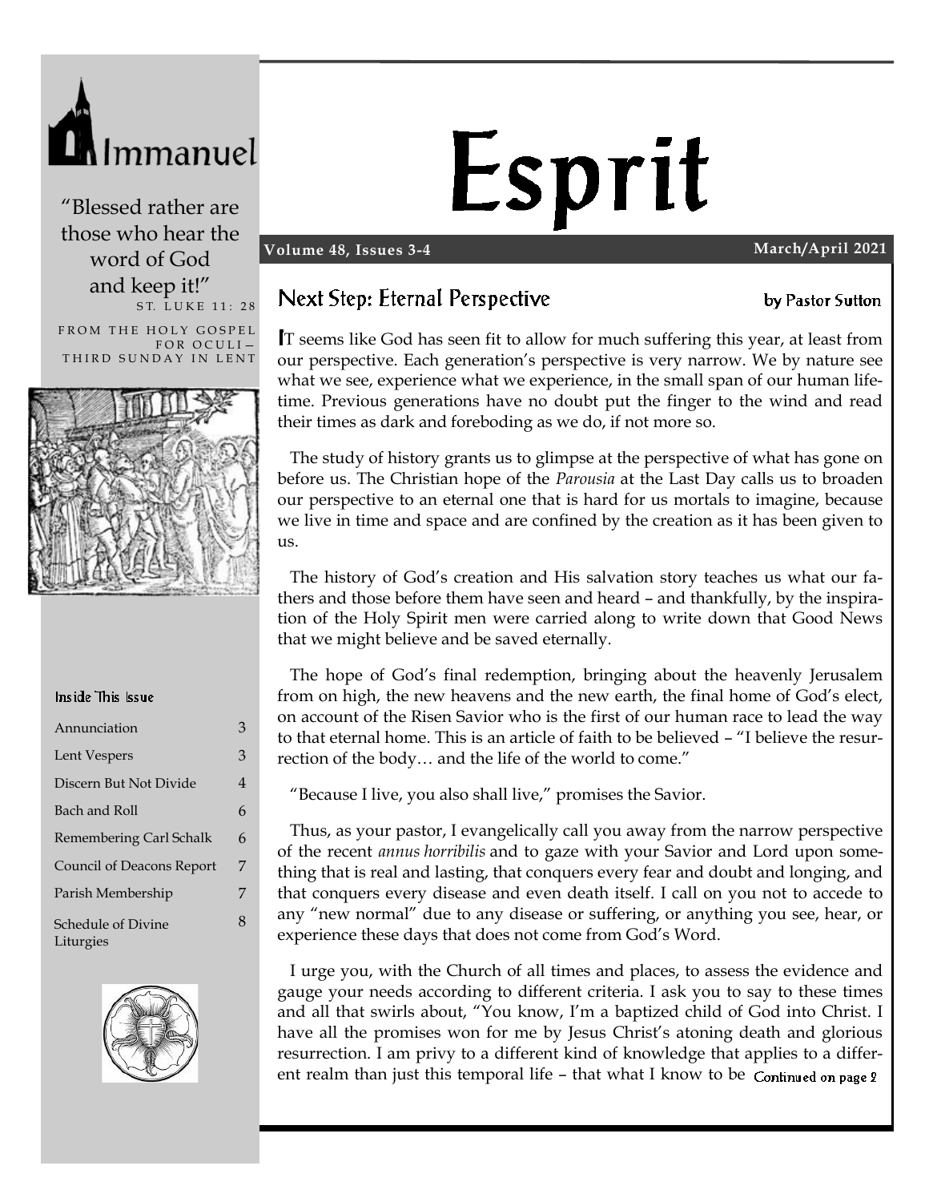Immanuel

"Blessed rather are those who hear the word of God and keep it!"

ST. LUKE 11: 28

FROM THE HOLY GOSPEL FOR OCULI – THIRD SUNDAY IN LENT

# Esprit

**Volume 48, Issues 3-4** **March/April 2021**

### Inside This Issue

| | |
|---|---|
| Annunciation | 3 |
| Lent Vespers | 3 |
| Discern But Not Divide | 4 |
| Bach and Roll | 6 |
| Remembering Carl Schalk | 6 |
| Council of Deacons Report | 7 |
| Parish Membership | 7 |
| Schedule of Divine Liturgies | 8 |

## Next Step: Eternal Perspective

by Pastor Sutton

IT seems like God has seen fit to allow for much suffering this year, at least from our perspective. Each generation's perspective is very narrow. We by nature see what we see, experience what we experience, in the small span of our human lifetime. Previous generations have no doubt put the finger to the wind and read their times as dark and foreboding as we do, if not more so.

The study of history grants us to glimpse at the perspective of what has gone on before us. The Christian hope of the *Parousia* at the Last Day calls us to broaden our perspective to an eternal one that is hard for us mortals to imagine, because we live in time and space and are confined by the creation as it has been given to us.

The history of God's creation and His salvation story teaches us what our fathers and those before them have seen and heard – and thankfully, by the inspiration of the Holy Spirit men were carried along to write down that Good News that we might believe and be saved eternally.

The hope of God's final redemption, bringing about the heavenly Jerusalem from on high, the new heavens and the new earth, the final home of God's elect, on account of the Risen Savior who is the first of our human race to lead the way to that eternal home. This is an article of faith to be believed – "I believe the resurrection of the body… and the life of the world to come."

"Because I live, you also shall live," promises the Savior.

Thus, as your pastor, I evangelically call you away from the narrow perspective of the recent *annus horribilis* and to gaze with your Savior and Lord upon something that is real and lasting, that conquers every fear and doubt and longing, and that conquers every disease and even death itself. I call on you not to accede to any "new normal" due to any disease or suffering, or anything you see, hear, or experience these days that does not come from God's Word.

I urge you, with the Church of all times and places, to assess the evidence and gauge your needs according to different criteria. I ask you to say to these times and all that swirls about, "You know, I'm a baptized child of God into Christ. I have all the promises won for me by Jesus Christ's atoning death and glorious resurrection. I am privy to a different kind of knowledge that applies to a different realm than just this temporal life – that what I know to be *Continued on page 2*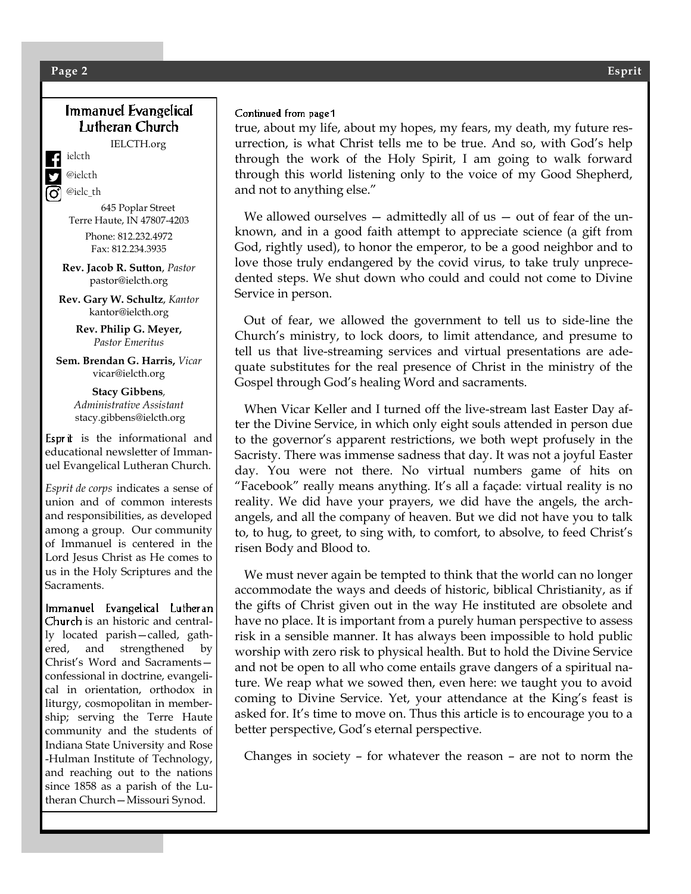## Immanuel Evangelical Lutheran Church

IELCTH.org

ielcth

@ielcth

@ielc_th

645 Poplar Street
Terre Haute, IN 47807-4203

Phone: 812.232.4972
Fax: 812.234.3935

**Rev. Jacob R. Sutton**, *Pastor*
pastor@ielcth.org

**Rev. Gary W. Schultz**, *Kantor*
kantor@ielcth.org

**Rev. Philip G. Meyer,**
*Pastor Emeritus*

**Sem. Brendan G. Harris,** *Vicar*
vicar@ielcth.org

**Stacy Gibbens**,
*Administrative Assistant*
stacy.gibbens@ielcth.org

Esprit is the informational and educational newsletter of Immanuel Evangelical Lutheran Church.

*Esprit de corps* indicates a sense of union and of common interests and responsibilities, as developed among a group. Our community of Immanuel is centered in the Lord Jesus Christ as He comes to us in the Holy Scriptures and the Sacraments.

Immanuel Evangelical Lutheran Church is an historic and centrally located parish—called, gathered, and strengthened by Christ's Word and Sacraments—confessional in doctrine, evangelical in orientation, orthodox in liturgy, cosmopolitan in membership; serving the Terre Haute community and the students of Indiana State University and Rose-Hulman Institute of Technology, and reaching out to the nations since 1858 as a parish of the Lutheran Church—Missouri Synod.

---

Continued from page 1

true, about my life, about my hopes, my fears, my death, my future resurrection, is what Christ tells me to be true. And so, with God's help through the work of the Holy Spirit, I am going to walk forward through this world listening only to the voice of my Good Shepherd, and not to anything else."

We allowed ourselves — admittedly all of us — out of fear of the unknown, and in a good faith attempt to appreciate science (a gift from God, rightly used), to honor the emperor, to be a good neighbor and to love those truly endangered by the covid virus, to take truly unprecedented steps. We shut down who could and could not come to Divine Service in person.

Out of fear, we allowed the government to tell us to side-line the Church's ministry, to lock doors, to limit attendance, and presume to tell us that live-streaming services and virtual presentations are adequate substitutes for the real presence of Christ in the ministry of the Gospel through God's healing Word and sacraments.

When Vicar Keller and I turned off the live-stream last Easter Day after the Divine Service, in which only eight souls attended in person due to the governor's apparent restrictions, we both wept profusely in the Sacristy. There was immense sadness that day. It was not a joyful Easter day. You were not there. No virtual numbers game of hits on "Facebook" really means anything. It's all a façade: virtual reality is no reality. We did have your prayers, we did have the angels, the archangels, and all the company of heaven. But we did not have you to talk to, to hug, to greet, to sing with, to comfort, to absolve, to feed Christ's risen Body and Blood to.

We must never again be tempted to think that the world can no longer accommodate the ways and deeds of historic, biblical Christianity, as if the gifts of Christ given out in the way He instituted are obsolete and have no place. It is important from a purely human perspective to assess risk in a sensible manner. It has always been impossible to hold public worship with zero risk to physical health. But to hold the Divine Service and not be open to all who come entails grave dangers of a spiritual nature. We reap what we sowed then, even here: we taught you to avoid coming to Divine Service. Yet, your attendance at the King's feast is asked for. It's time to move on. Thus this article is to encourage you to a better perspective, God's eternal perspective.

Changes in society – for whatever the reason – are not to norm the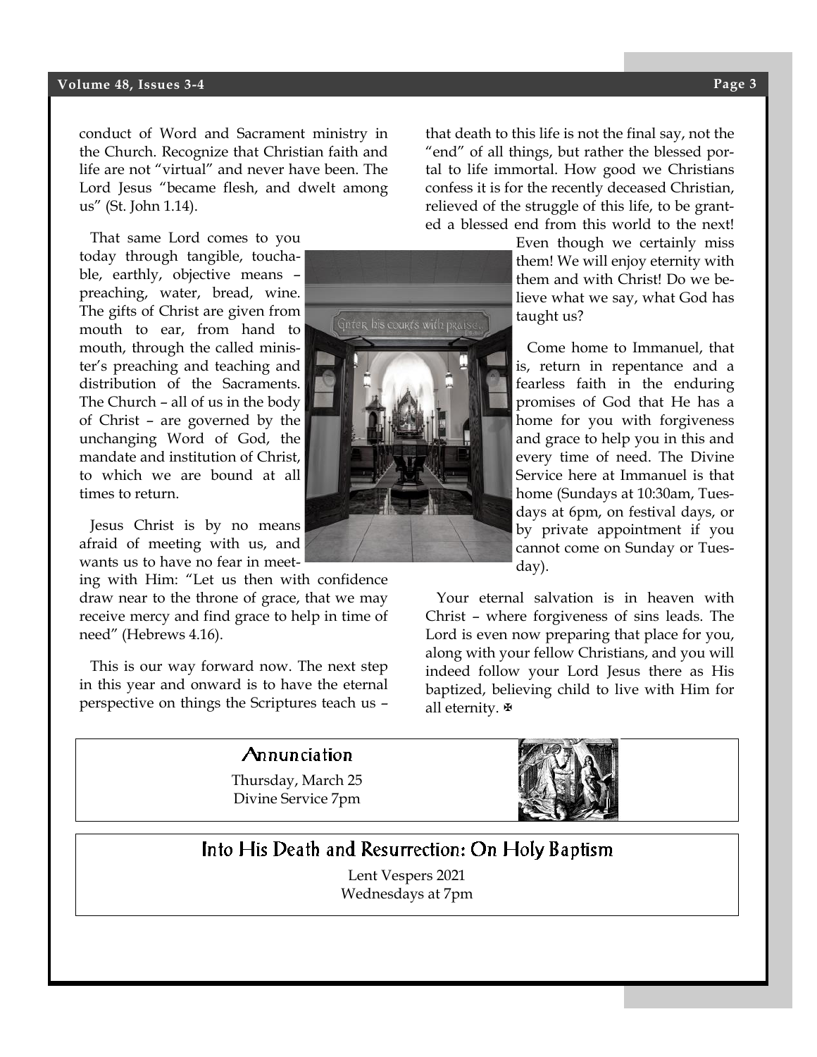conduct of Word and Sacrament ministry in the Church. Recognize that Christian faith and life are not "virtual" and never have been. The Lord Jesus "became flesh, and dwelt among us" (St. John 1.14).

That same Lord comes to you today through tangible, touchable, earthly, objective means – preaching, water, bread, wine. The gifts of Christ are given from mouth to ear, from hand to mouth, through the called minister's preaching and teaching and distribution of the Sacraments. The Church – all of us in the body of Christ – are governed by the unchanging Word of God, the mandate and institution of Christ, to which we are bound at all times to return.

Jesus Christ is by no means afraid of meeting with us, and wants us to have no fear in meeting with Him: "Let us then with confidence draw near to the throne of grace, that we may receive mercy and find grace to help in time of need" (Hebrews 4.16).

This is our way forward now. The next step in this year and onward is to have the eternal perspective on things the Scriptures teach us – that death to this life is not the final say, not the "end" of all things, but rather the blessed portal to life immortal. How good we Christians confess it is for the recently deceased Christian, relieved of the struggle of this life, to be granted a blessed end from this world to the next! Even though we certainly miss them! We will enjoy eternity with them and with Christ! Do we believe what we say, what God has taught us?

Come home to Immanuel, that is, return in repentance and a fearless faith in the enduring promises of God that He has a home for you with forgiveness and grace to help you in this and every time of need. The Divine Service here at Immanuel is that home (Sundays at 10:30am, Tuesdays at 6pm, on festival days, or by private appointment if you cannot come on Sunday or Tuesday).

Your eternal salvation is in heaven with Christ – where forgiveness of sins leads. The Lord is even now preparing that place for you, along with your fellow Christians, and you will indeed follow your Lord Jesus there as His baptized, believing child to live with Him for all eternity. ✠

## Annunciation

Thursday, March 25
Divine Service 7pm

## Into His Death and Resurrection: On Holy Baptism

Lent Vespers 2021
Wednesdays at 7pm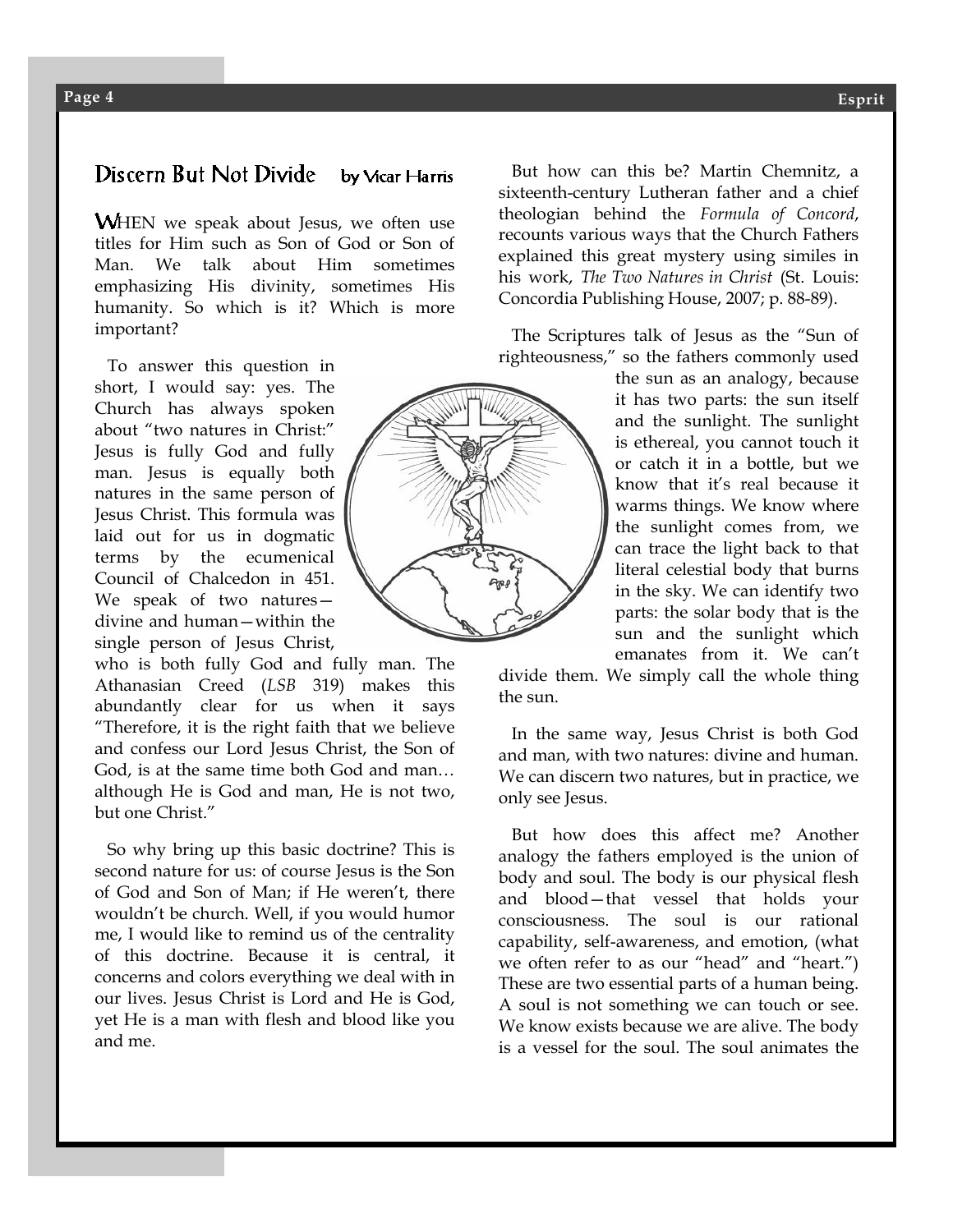## Discern But Not Divide

by Vicar Harris

WHEN we speak about Jesus, we often use titles for Him such as Son of God or Son of Man. We talk about Him sometimes emphasizing His divinity, sometimes His humanity. So which is it? Which is more important?

To answer this question in short, I would say: yes. The Church has always spoken about "two natures in Christ:" Jesus is fully God and fully man. Jesus is equally both natures in the same person of Jesus Christ. This formula was laid out for us in dogmatic terms by the ecumenical Council of Chalcedon in 451. We speak of two natures—divine and human—within the single person of Jesus Christ, who is both fully God and fully man. The Athanasian Creed (*LSB* 319) makes this abundantly clear for us when it says "Therefore, it is the right faith that we believe and confess our Lord Jesus Christ, the Son of God, is at the same time both God and man… although He is God and man, He is not two, but one Christ."

So why bring up this basic doctrine? This is second nature for us: of course Jesus is the Son of God and Son of Man; if He weren't, there wouldn't be church. Well, if you would humor me, I would like to remind us of the centrality of this doctrine. Because it is central, it concerns and colors everything we deal with in our lives. Jesus Christ is Lord and He is God, yet He is a man with flesh and blood like you and me.

But how can this be? Martin Chemnitz, a sixteenth-century Lutheran father and a chief theologian behind the *Formula of Concord*, recounts various ways that the Church Fathers explained this great mystery using similes in his work, *The Two Natures in Christ* (St. Louis: Concordia Publishing House, 2007; p. 88-89).

The Scriptures talk of Jesus as the "Sun of righteousness," so the fathers commonly used the sun as an analogy, because it has two parts: the sun itself and the sunlight. The sunlight is ethereal, you cannot touch it or catch it in a bottle, but we know that it's real because it warms things. We know where the sunlight comes from, we can trace the light back to that literal celestial body that burns in the sky. We can identify two parts: the solar body that is the sun and the sunlight which emanates from it. We can't divide them. We simply call the whole thing the sun.

In the same way, Jesus Christ is both God and man, with two natures: divine and human. We can discern two natures, but in practice, we only see Jesus.

But how does this affect me? Another analogy the fathers employed is the union of body and soul. The body is our physical flesh and blood—that vessel that holds your consciousness. The soul is our rational capability, self-awareness, and emotion, (what we often refer to as our "head" and "heart.") These are two essential parts of a human being. A soul is not something we can touch or see. We know exists because we are alive. The body is a vessel for the soul. The soul animates the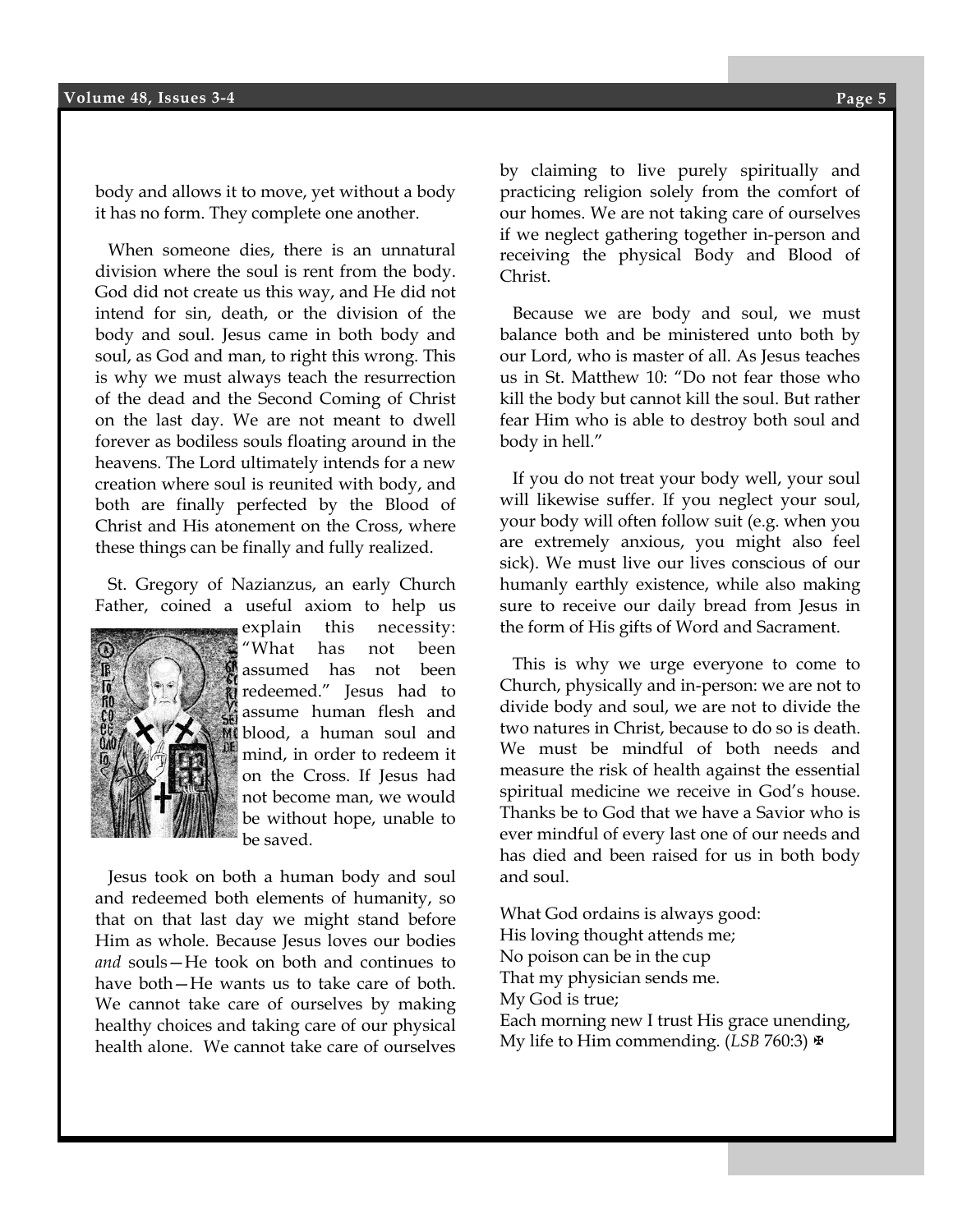body and allows it to move, yet without a body it has no form. They complete one another.

When someone dies, there is an unnatural division where the soul is rent from the body. God did not create us this way, and He did not intend for sin, death, or the division of the body and soul. Jesus came in both body and soul, as God and man, to right this wrong. This is why we must always teach the resurrection of the dead and the Second Coming of Christ on the last day. We are not meant to dwell forever as bodiless souls floating around in the heavens. The Lord ultimately intends for a new creation where soul is reunited with body, and both are finally perfected by the Blood of Christ and His atonement on the Cross, where these things can be finally and fully realized.

St. Gregory of Nazianzus, an early Church Father, coined a useful axiom to help us explain this necessity: "What has not been assumed has not been redeemed." Jesus had to assume human flesh and blood, a human soul and mind, in order to redeem it on the Cross. If Jesus had not become man, we would be without hope, unable to be saved.

Jesus took on both a human body and soul and redeemed both elements of humanity, so that on that last day we might stand before Him as whole. Because Jesus loves our bodies *and* souls—He took on both and continues to have both—He wants us to take care of both. We cannot take care of ourselves by making healthy choices and taking care of our physical health alone. We cannot take care of ourselves by claiming to live purely spiritually and practicing religion solely from the comfort of our homes. We are not taking care of ourselves if we neglect gathering together in-person and receiving the physical Body and Blood of Christ.

Because we are body and soul, we must balance both and be ministered unto both by our Lord, who is master of all. As Jesus teaches us in St. Matthew 10: "Do not fear those who kill the body but cannot kill the soul. But rather fear Him who is able to destroy both soul and body in hell."

If you do not treat your body well, your soul will likewise suffer. If you neglect your soul, your body will often follow suit (e.g. when you are extremely anxious, you might also feel sick). We must live our lives conscious of our humanly earthly existence, while also making sure to receive our daily bread from Jesus in the form of His gifts of Word and Sacrament.

This is why we urge everyone to come to Church, physically and in-person: we are not to divide body and soul, we are not to divide the two natures in Christ, because to do so is death. We must be mindful of both needs and measure the risk of health against the essential spiritual medicine we receive in God's house. Thanks be to God that we have a Savior who is ever mindful of every last one of our needs and has died and been raised for us in both body and soul.

What God ordains is always good:  
His loving thought attends me;  
No poison can be in the cup  
That my physician sends me.  
My God is true;  
Each morning new I trust His grace unending,  
My life to Him commending. (*LSB* 760:3) ✠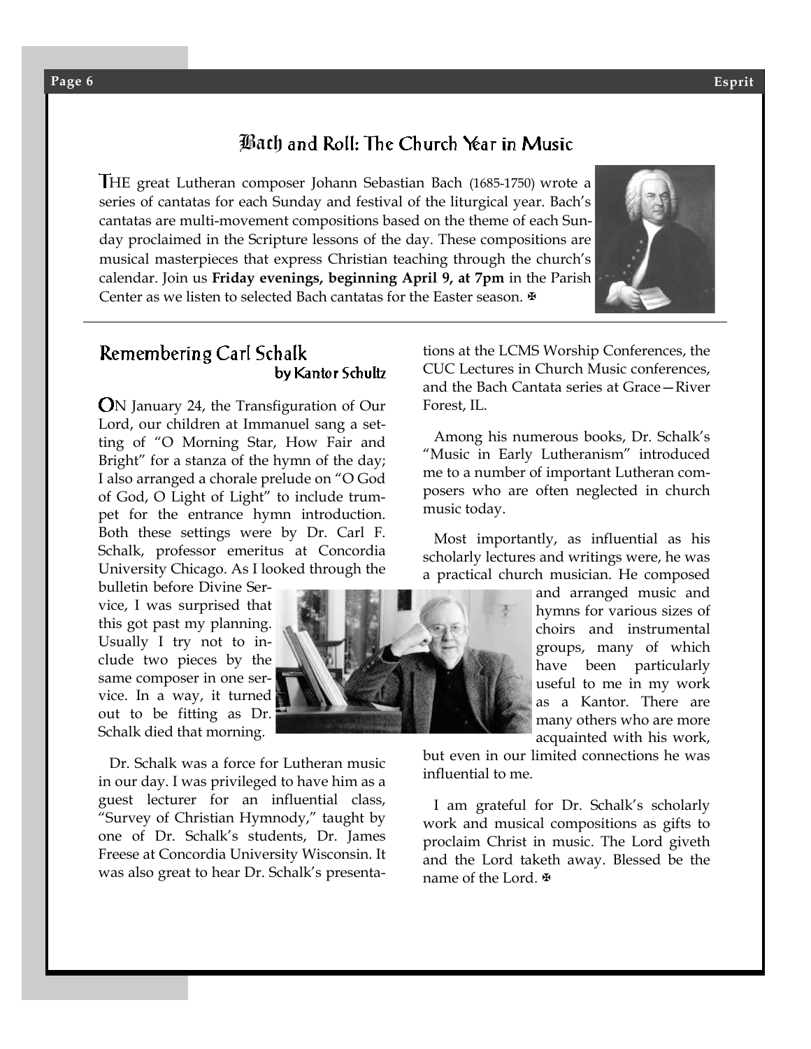## Bach and Roll: The Church Year in Music

THE great Lutheran composer Johann Sebastian Bach (1685-1750) wrote a series of cantatas for each Sunday and festival of the liturgical year. Bach's cantatas are multi-movement compositions based on the theme of each Sunday proclaimed in the Scripture lessons of the day. These compositions are musical masterpieces that express Christian teaching through the church's calendar. Join us **Friday evenings, beginning April 9, at 7pm** in the Parish Center as we listen to selected Bach cantatas for the Easter season. ✠

## Remembering Carl Schalk

by Kantor Schultz

ON January 24, the Transfiguration of Our Lord, our children at Immanuel sang a setting of "O Morning Star, How Fair and Bright" for a stanza of the hymn of the day; I also arranged a chorale prelude on "O God of God, O Light of Light" to include trumpet for the entrance hymn introduction. Both these settings were by Dr. Carl F. Schalk, professor emeritus at Concordia University Chicago. As I looked through the bulletin before Divine Service, I was surprised that this got past my planning. Usually I try not to include two pieces by the same composer in one service. In a way, it turned out to be fitting as Dr. Schalk died that morning.

Dr. Schalk was a force for Lutheran music in our day. I was privileged to have him as a guest lecturer for an influential class, "Survey of Christian Hymnody," taught by one of Dr. Schalk's students, Dr. James Freese at Concordia University Wisconsin. It was also great to hear Dr. Schalk's presentations at the LCMS Worship Conferences, the CUC Lectures in Church Music conferences, and the Bach Cantata series at Grace—River Forest, IL.

Among his numerous books, Dr. Schalk's "Music in Early Lutheranism" introduced me to a number of important Lutheran composers who are often neglected in church music today.

Most importantly, as influential as his scholarly lectures and writings were, he was a practical church musician. He composed and arranged music and hymns for various sizes of choirs and instrumental groups, many of which have been particularly useful to me in my work as a Kantor. There are many others who are more acquainted with his work, but even in our limited connections he was influential to me.

I am grateful for Dr. Schalk's scholarly work and musical compositions as gifts to proclaim Christ in music. The Lord giveth and the Lord taketh away. Blessed be the name of the Lord. ✠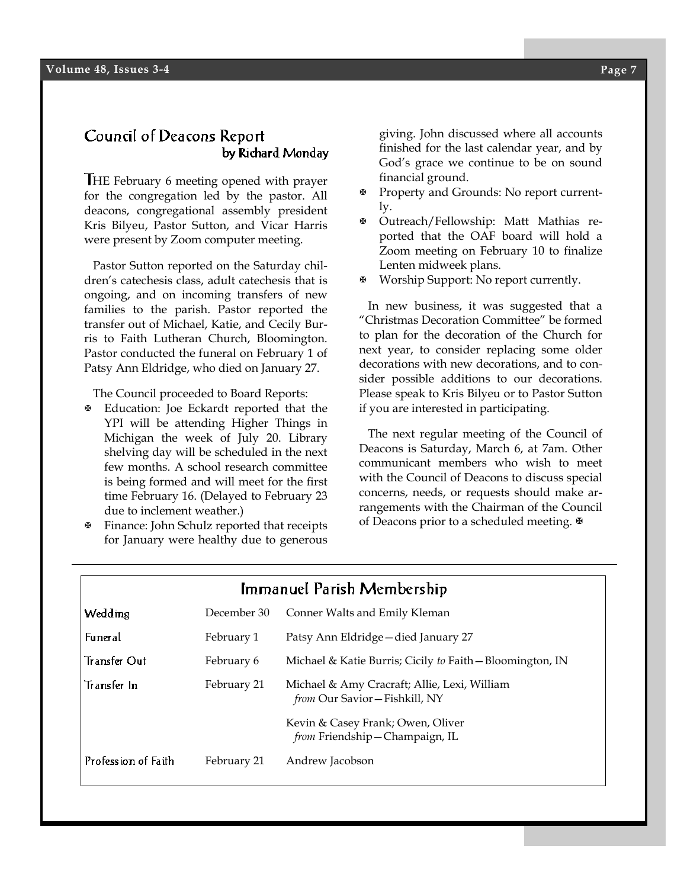## Council of Deacons Report
### by Richard Monday

THE February 6 meeting opened with prayer for the congregation led by the pastor. All deacons, congregational assembly president Kris Bilyeu, Pastor Sutton, and Vicar Harris were present by Zoom computer meeting.

Pastor Sutton reported on the Saturday children's catechesis class, adult catechesis that is ongoing, and on incoming transfers of new families to the parish. Pastor reported the transfer out of Michael, Katie, and Cecily Burris to Faith Lutheran Church, Bloomington. Pastor conducted the funeral on February 1 of Patsy Ann Eldridge, who died on January 27.

The Council proceeded to Board Reports:

- Education: Joe Eckardt reported that the YPI will be attending Higher Things in Michigan the week of July 20. Library shelving day will be scheduled in the next few months. A school research committee is being formed and will meet for the first time February 16. (Delayed to February 23 due to inclement weather.)
- Finance: John Schulz reported that receipts for January were healthy due to generous giving. John discussed where all accounts finished for the last calendar year, and by God's grace we continue to be on sound financial ground.
- Property and Grounds: No report currently.
- Outreach/Fellowship: Matt Mathias reported that the OAF board will hold a Zoom meeting on February 10 to finalize Lenten midweek plans.
- Worship Support: No report currently.

In new business, it was suggested that a "Christmas Decoration Committee" be formed to plan for the decoration of the Church for next year, to consider replacing some older decorations with new decorations, and to consider possible additions to our decorations. Please speak to Kris Bilyeu or to Pastor Sutton if you are interested in participating.

The next regular meeting of the Council of Deacons is Saturday, March 6, at 7am. Other communicant members who wish to meet with the Council of Deacons to discuss special concerns, needs, or requests should make arrangements with the Chairman of the Council of Deacons prior to a scheduled meeting. ✠

## Immanuel Parish Membership

| | | |
|---|---|---|
| Wedding | December 30 | Conner Walts and Emily Kleman |
| Funeral | February 1 | Patsy Ann Eldridge—died January 27 |
| Transfer Out | February 6 | Michael & Katie Burris; Cicily *to* Faith—Bloomington, IN |
| Transfer In | February 21 | Michael & Amy Cracraft; Allie, Lexi, William *from* Our Savior—Fishkill, NY |
| | | Kevin & Casey Frank; Owen, Oliver *from* Friendship—Champaign, IL |
| Profession of Faith | February 21 | Andrew Jacobson |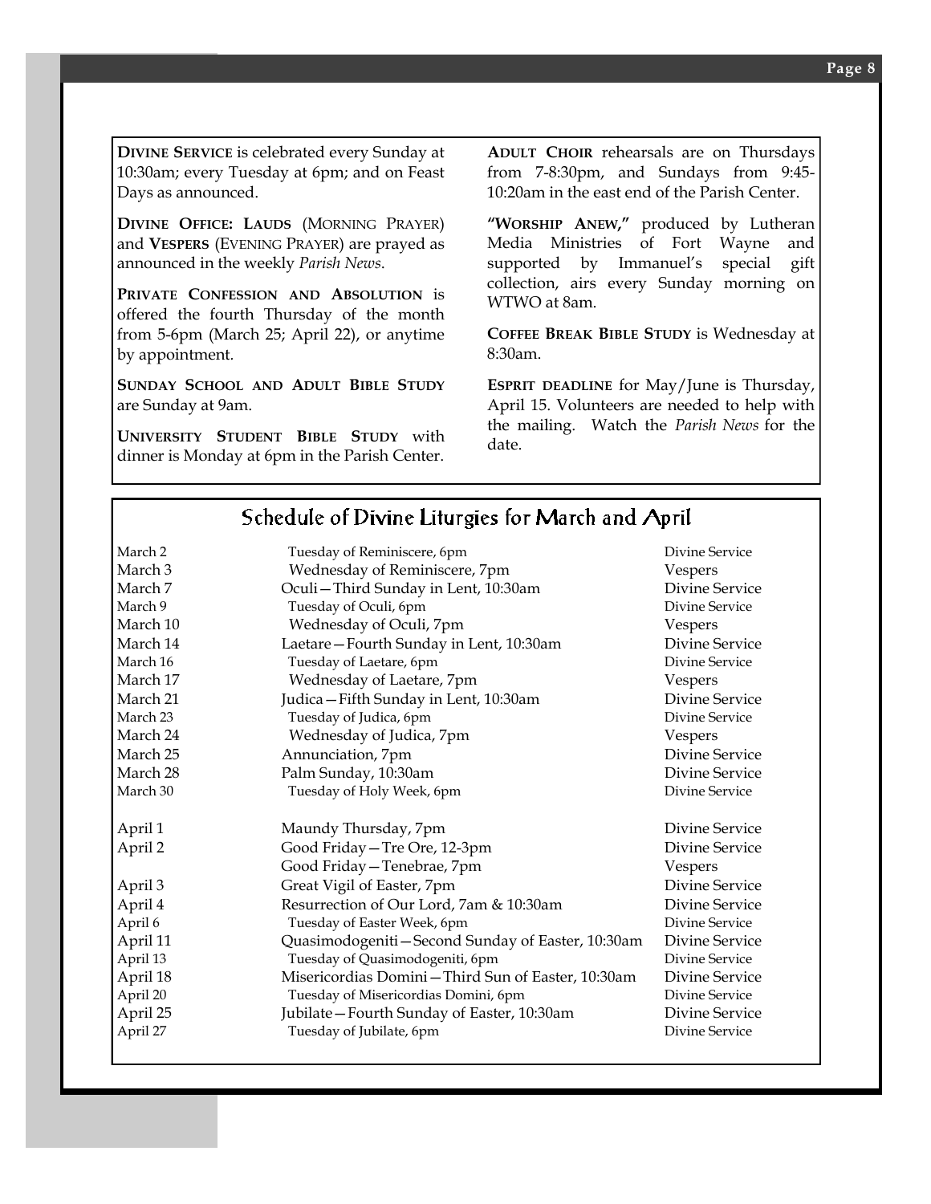**DIVINE SERVICE** is celebrated every Sunday at 10:30am; every Tuesday at 6pm; and on Feast Days as announced.

**DIVINE OFFICE: LAUDS** (MORNING PRAYER) and **VESPERS** (EVENING PRAYER) are prayed as announced in the weekly *Parish News*.

**PRIVATE CONFESSION AND ABSOLUTION** is offered the fourth Thursday of the month from 5-6pm (March 25; April 22), or anytime by appointment.

**SUNDAY SCHOOL AND ADULT BIBLE STUDY** are Sunday at 9am.

**UNIVERSITY STUDENT BIBLE STUDY** with dinner is Monday at 6pm in the Parish Center.

**ADULT CHOIR** rehearsals are on Thursdays from 7-8:30pm, and Sundays from 9:45-10:20am in the east end of the Parish Center.

**"WORSHIP ANEW,"** produced by Lutheran Media Ministries of Fort Wayne and supported by Immanuel's special gift collection, airs every Sunday morning on WTWO at 8am.

**COFFEE BREAK BIBLE STUDY** is Wednesday at 8:30am.

**ESPRIT DEADLINE** for May/June is Thursday, April 15. Volunteers are needed to help with the mailing. Watch the *Parish News* for the date.

## Schedule of Divine Liturgies for March and April

| | | |
|---|---|---|
| March 2 | Tuesday of Reminiscere, 6pm | Divine Service |
| March 3 | Wednesday of Reminiscere, 7pm | Vespers |
| March 7 | Oculi—Third Sunday in Lent, 10:30am | Divine Service |
| March 9 | Tuesday of Oculi, 6pm | Divine Service |
| March 10 | Wednesday of Oculi, 7pm | Vespers |
| March 14 | Laetare—Fourth Sunday in Lent, 10:30am | Divine Service |
| March 16 | Tuesday of Laetare, 6pm | Divine Service |
| March 17 | Wednesday of Laetare, 7pm | Vespers |
| March 21 | Judica—Fifth Sunday in Lent, 10:30am | Divine Service |
| March 23 | Tuesday of Judica, 6pm | Divine Service |
| March 24 | Wednesday of Judica, 7pm | Vespers |
| March 25 | Annunciation, 7pm | Divine Service |
| March 28 | Palm Sunday, 10:30am | Divine Service |
| March 30 | Tuesday of Holy Week, 6pm | Divine Service |
| April 1 | Maundy Thursday, 7pm | Divine Service |
| April 2 | Good Friday—Tre Ore, 12-3pm | Divine Service |
| | Good Friday—Tenebrae, 7pm | Vespers |
| April 3 | Great Vigil of Easter, 7pm | Divine Service |
| April 4 | Resurrection of Our Lord, 7am & 10:30am | Divine Service |
| April 6 | Tuesday of Easter Week, 6pm | Divine Service |
| April 11 | Quasimodogeniti—Second Sunday of Easter, 10:30am | Divine Service |
| April 13 | Tuesday of Quasimodogeniti, 6pm | Divine Service |
| April 18 | Misericordias Domini—Third Sun of Easter, 10:30am | Divine Service |
| April 20 | Tuesday of Misericordias Domini, 6pm | Divine Service |
| April 25 | Jubilate—Fourth Sunday of Easter, 10:30am | Divine Service |
| April 27 | Tuesday of Jubilate, 6pm | Divine Service |